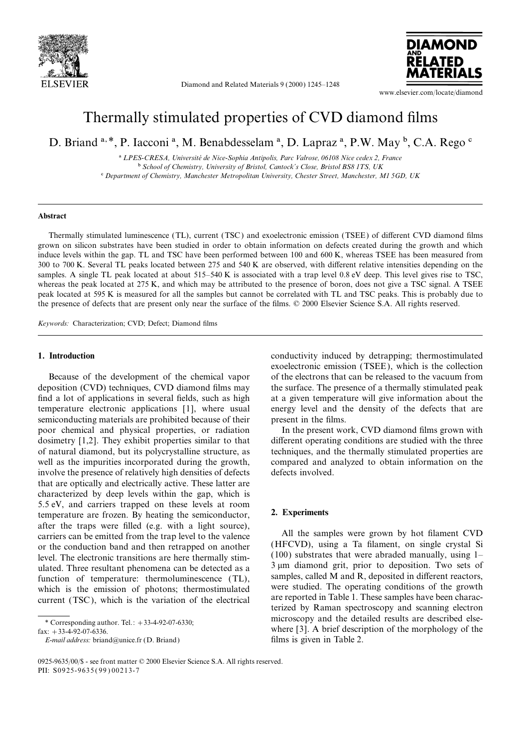# Thermally stimulated properties of CVD diamond films

D. Briand [a,*], P. Iacconi [a], M. Benabdesselam [a], D. Lapraz [a], P.W. May [b], C.A. Rego [c]

[a] LPES-CRESA, Université de Nice-Sophia Antipolis, Parc Valrose, 06108 Nice cedex 2, France
[b] School of Chemistry, University of Bristol, Cantock's Close, Bristol BS8 1TS, UK
[c] Department of Chemistry, Manchester Metropolitan University, Chester Street, Manchester, M1 5GD, UK

## Abstract

Thermally stimulated luminescence (TL), current (TSC) and exoelectronic emission (TSEE) of different CVD diamond films grown on silicon substrates have been studied in order to obtain information on defects created during the growth and which induce levels within the gap. TL and TSC have been performed between 100 and 600 K, whereas TSEE has been measured from 300 to 700 K. Several TL peaks located between 275 and 540 K are observed, with different relative intensities depending on the samples. A single TL peak located at about 515–540 K is associated with a trap level 0.8 eV deep. This level gives rise to TSC, whereas the peak located at 275 K, and which may be attributed to the presence of boron, does not give a TSC signal. A TSEE peak located at 595 K is measured for all the samples but cannot be correlated with TL and TSC peaks. This is probably due to the presence of defects that are present only near the surface of the films. © 2000 Elsevier Science S.A. All rights reserved.

*Keywords:* Characterization; CVD; Defect; Diamond films

## 1. Introduction

Because of the development of the chemical vapor deposition (CVD) techniques, CVD diamond films may find a lot of applications in several fields, such as high temperature electronic applications [1], where usual semiconducting materials are prohibited because of their poor chemical and physical properties, or radiation dosimetry [1,2]. They exhibit properties similar to that of natural diamond, but its polycrystalline structure, as well as the impurities incorporated during the growth, involve the presence of relatively high densities of defects that are optically and electrically active. These latter are characterized by deep levels within the gap, which is 5.5 eV, and carriers trapped on these levels at room temperature are frozen. By heating the semiconductor, after the traps were filled (e.g. with a light source), carriers can be emitted from the trap level to the valence or the conduction band and then retrapped on another level. The electronic transitions are here thermally stimulated. Three resultant phenomena can be detected as a function of temperature: thermoluminescence (TL), which is the emission of photons; thermostimulated current (TSC), which is the variation of the electrical conductivity induced by detrapping; thermostimulated exoelectronic emission (TSEE), which is the collection of the electrons that can be released to the vacuum from the surface. The presence of a thermally stimulated peak at a given temperature will give information about the energy level and the density of the defects that are present in the films.

In the present work, CVD diamond films grown with different operating conditions are studied with the three techniques, and the thermally stimulated properties are compared and analyzed to obtain information on the defects involved.

## 2. Experiments

All the samples were grown by hot filament CVD (HFCVD), using a Ta filament, on single crystal Si (100) substrates that were abraded manually, using 1–3 μm diamond grit, prior to deposition. Two sets of samples, called M and R, deposited in different reactors, were studied. The operating conditions of the growth are reported in Table 1. These samples have been characterized by Raman spectroscopy and scanning electron microscopy and the detailed results are described elsewhere [3]. A brief description of the morphology of the films is given in Table 2.

\* Corresponding author. Tel.: +33-4-92-07-6330; fax: +33-4-92-07-6336.
*E-mail address:* briand@unice.fr (D. Briand)

0925-9635/00/$ - see front matter © 2000 Elsevier Science S.A. All rights reserved.
PII: S0925-9635(99)00213-7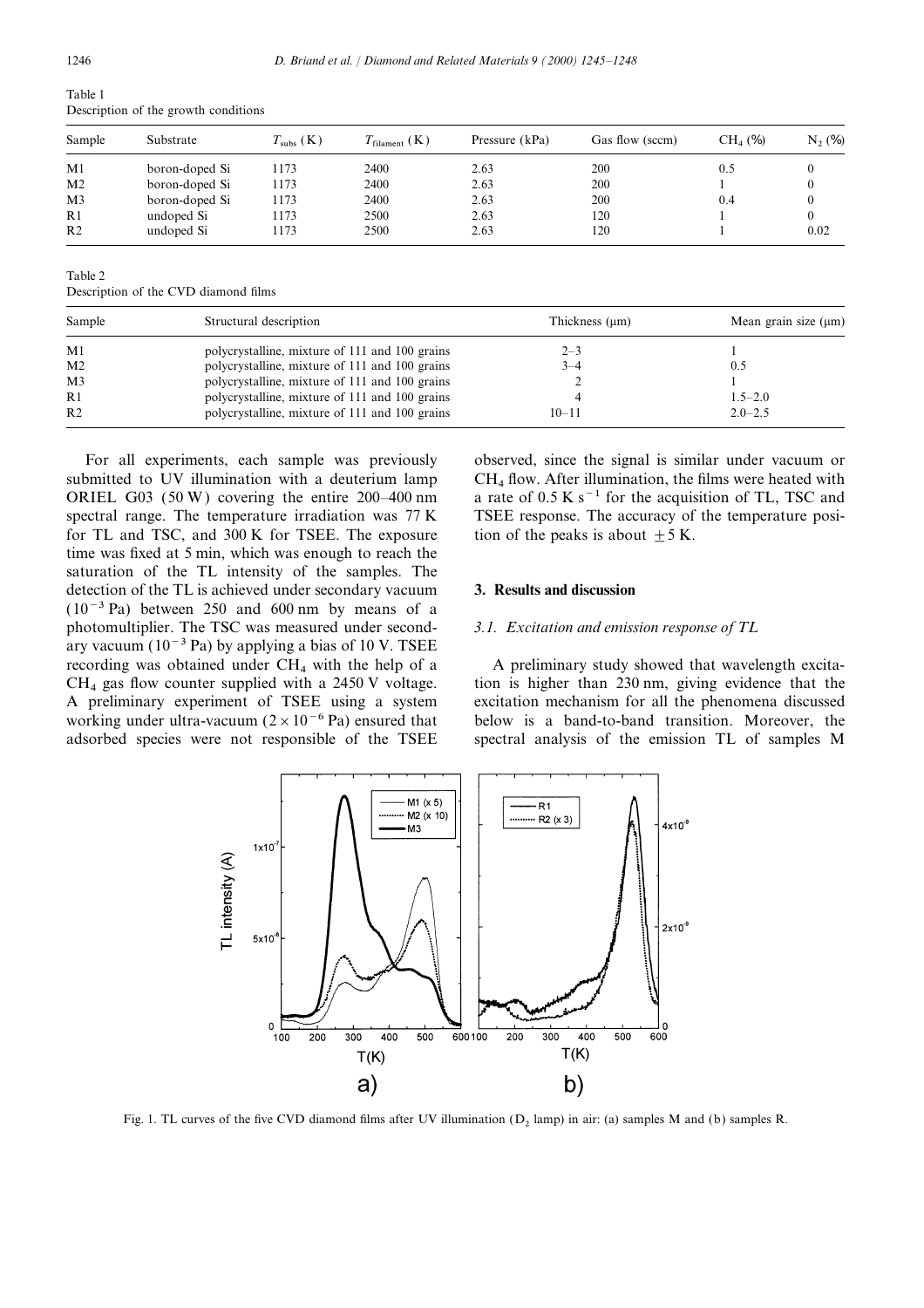Table 1
Description of the growth conditions

| Sample | Substrate | $T_{subs}$ (K) | $T_{filament}$ (K) | Pressure (kPa) | Gas flow (sccm) | $CH_4$ (%) | $N_2$ (%) |
|---|---|---|---|---|---|---|---|
| M1 | boron-doped Si | 1173 | 2400 | 2.63 | 200 | 0.5 | 0 |
| M2 | boron-doped Si | 1173 | 2400 | 2.63 | 200 | 1 | 0 |
| M3 | boron-doped Si | 1173 | 2400 | 2.63 | 200 | 0.4 | 0 |
| R1 | undoped Si | 1173 | 2500 | 2.63 | 120 | 1 | 0 |
| R2 | undoped Si | 1173 | 2500 | 2.63 | 120 | 1 | 0.02 |

Table 2
Description of the CVD diamond films

| Sample | Structural description | Thickness (μm) | Mean grain size (μm) |
|---|---|---|---|
| M1 | polycrystalline, mixture of 111 and 100 grains | 2–3 | 1 |
| M2 | polycrystalline, mixture of 111 and 100 grains | 3–4 | 0.5 |
| M3 | polycrystalline, mixture of 111 and 100 grains | 2 | 1 |
| R1 | polycrystalline, mixture of 111 and 100 grains | 4 | 1.5–2.0 |
| R2 | polycrystalline, mixture of 111 and 100 grains | 10–11 | 2.0–2.5 |

For all experiments, each sample was previously submitted to UV illumination with a deuterium lamp ORIEL G03 (50 W) covering the entire 200–400 nm spectral range. The temperature irradiation was 77 K for TL and TSC, and 300 K for TSEE. The exposure time was fixed at 5 min, which was enough to reach the saturation of the TL intensity of the samples. The detection of the TL is achieved under secondary vacuum ($10^{-3}$ Pa) between 250 and 600 nm by means of a photomultiplier. The TSC was measured under secondary vacuum ($10^{-3}$ Pa) by applying a bias of 10 V. TSEE recording was obtained under $CH_4$ with the help of a $CH_4$ gas flow counter supplied with a 2450 V voltage. A preliminary experiment of TSEE using a system working under ultra-vacuum ($2 \times 10^{-6}$ Pa) ensured that adsorbed species were not responsible of the TSEE observed, since the signal is similar under vacuum or $CH_4$ flow. After illumination, the films were heated with a rate of $0.5\ K\ s^{-1}$ for the acquisition of TL, TSC and TSEE response. The accuracy of the temperature position of the peaks is about $\pm 5$ K.

## 3. Results and discussion

### 3.1. Excitation and emission response of TL

A preliminary study showed that wavelength excitation is higher than 230 nm, giving evidence that the excitation mechanism for all the phenomena discussed below is a band-to-band transition. Moreover, the spectral analysis of the emission TL of samples M

Fig. 1. TL curves of the five CVD diamond films after UV illumination ($D_2$ lamp) in air: (a) samples M and (b) samples R.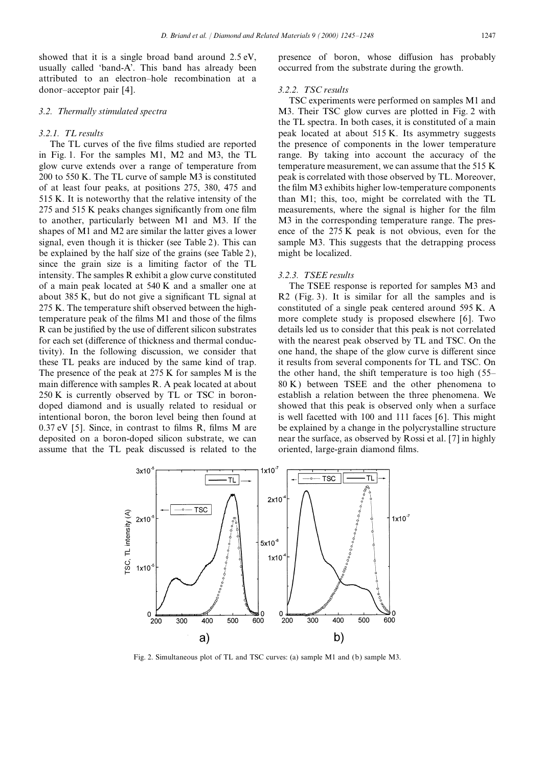showed that it is a single broad band around 2.5 eV, usually called 'band-A'. This band has already been attributed to an electron–hole recombination at a donor–acceptor pair [4].

### 3.2. Thermally stimulated spectra

#### 3.2.1. TL results

The TL curves of the five films studied are reported in Fig. 1. For the samples M1, M2 and M3, the TL glow curve extends over a range of temperature from 200 to 550 K. The TL curve of sample M3 is constituted of at least four peaks, at positions 275, 380, 475 and 515 K. It is noteworthy that the relative intensity of the 275 and 515 K peaks changes significantly from one film to another, particularly between M1 and M3. If the shapes of M1 and M2 are similar the latter gives a lower signal, even though it is thicker (see Table 2). This can be explained by the half size of the grains (see Table 2), since the grain size is a limiting factor of the TL intensity. The samples R exhibit a glow curve constituted of a main peak located at 540 K and a smaller one at about 385 K, but do not give a significant TL signal at 275 K. The temperature shift observed between the high-temperature peak of the films M1 and those of the films R can be justified by the use of different silicon substrates for each set (difference of thickness and thermal conductivity). In the following discussion, we consider that these TL peaks are induced by the same kind of trap. The presence of the peak at 275 K for samples M is the main difference with samples R. A peak located at about 250 K is currently observed by TL or TSC in boron-doped diamond and is usually related to residual or intentional boron, the boron level being then found at 0.37 eV [5]. Since, in contrast to films R, films M are deposited on a boron-doped silicon substrate, we can assume that the TL peak discussed is related to the presence of boron, whose diffusion has probably occurred from the substrate during the growth.

#### 3.2.2. TSC results

TSC experiments were performed on samples M1 and M3. Their TSC glow curves are plotted in Fig. 2 with the TL spectra. In both cases, it is constituted of a main peak located at about 515 K. Its asymmetry suggests the presence of components in the lower temperature range. By taking into account the accuracy of the temperature measurement, we can assume that the 515 K peak is correlated with those observed by TL. Moreover, the film M3 exhibits higher low-temperature components than M1; this, too, might be correlated with the TL measurements, where the signal is higher for the film M3 in the corresponding temperature range. The presence of the 275 K peak is not obvious, even for the sample M3. This suggests that the detrapping process might be localized.

#### 3.2.3. TSEE results

The TSEE response is reported for samples M3 and R2 (Fig. 3). It is similar for all the samples and is constituted of a single peak centered around 595 K. A more complete study is proposed elsewhere [6]. Two details led us to consider that this peak is not correlated with the nearest peak observed by TL and TSC. On the one hand, the shape of the glow curve is different since it results from several components for TL and TSC. On the other hand, the shift temperature is too high (55–80 K) between TSEE and the other phenomena to establish a relation between the three phenomena. We showed that this peak is observed only when a surface is well facetted with 100 and 111 faces [6]. This might be explained by a change in the polycrystalline structure near the surface, as observed by Rossi et al. [7] in highly oriented, large-grain diamond films.

Fig. 2. Simultaneous plot of TL and TSC curves: (a) sample M1 and (b) sample M3.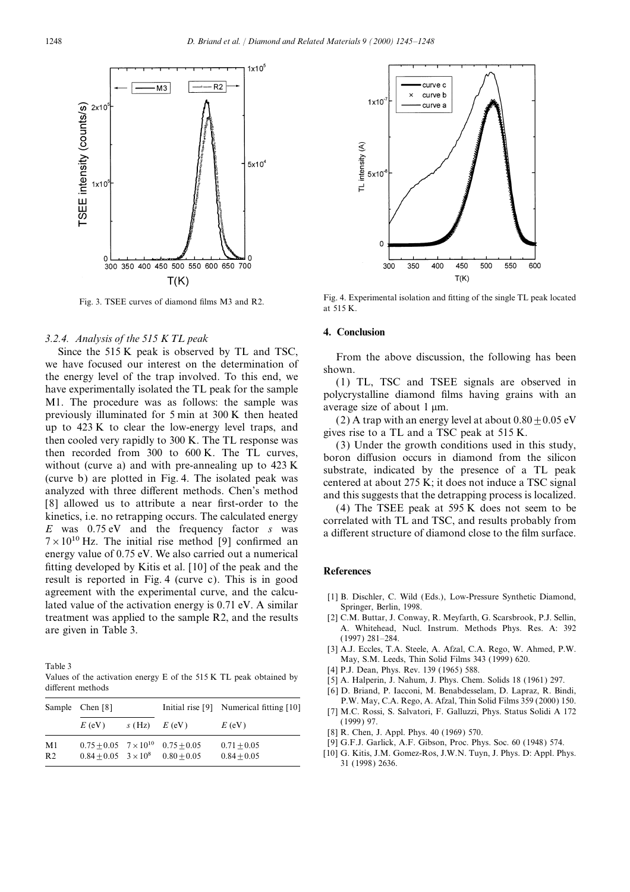TSEE intensity (counts/s)

2x10^5

1x10^5

0

300 350 400 450 500 550 600 650 700

T(K)

M3

R2

1x10^5

5x10^4

0

Fig. 3. TSEE curves of diamond films M3 and R2.

TL intensity (A)

1x10^-7

5x10^-8

0

300 350 400 450 500 550 600

T(K)

curve c

curve b

curve a

Fig. 4. Experimental isolation and fitting of the single TL peak located at 515 K.

#### 3.2.4. Analysis of the 515 K TL peak

Since the 515 K peak is observed by TL and TSC, we have focused our interest on the determination of the energy level of the trap involved. To this end, we have experimentally isolated the TL peak for the sample M1. The procedure was as follows: the sample was previously illuminated for 5 min at 300 K then heated up to 423 K to clear the low-energy level traps, and then cooled very rapidly to 300 K. The TL response was then recorded from 300 to 600 K. The TL curves, without (curve a) and with pre-annealing up to 423 K (curve b) are plotted in Fig. 4. The isolated peak was analyzed with three different methods. Chen's method [8] allowed us to attribute a near first-order to the kinetics, i.e. no retrapping occurs. The calculated energy $E$ was 0.75 eV and the frequency factor $s$ was $7\times10^{10}$ Hz. The initial rise method [9] confirmed an energy value of 0.75 eV. We also carried out a numerical fitting developed by Kitis et al. [10] of the peak and the result is reported in Fig. 4 (curve c). This is in good agreement with the experimental curve, and the calculated value of the activation energy is 0.71 eV. A similar treatment was applied to the sample R2, and the results are given in Table 3.

Table 3
Values of the activation energy E of the 515 K TL peak obtained by different methods

| Sample | Chen [8] | | Initial rise [9] | Numerical fitting [10] |
|---|---|---|---|---|
| | $E$ (eV) | $s$ (Hz) | $E$ (eV) | $E$ (eV) |
| M1 | $0.75\pm0.05$ | $7\times10^{10}$ | $0.75\pm0.05$ | $0.71\pm0.05$ |
| R2 | $0.84\pm0.05$ | $3\times10^{8}$ | $0.80\pm0.05$ | $0.84\pm0.05$ |

## 4. Conclusion

From the above discussion, the following has been shown.

(1) TL, TSC and TSEE signals are observed in polycrystalline diamond films having grains with an average size of about 1 μm.

(2) A trap with an energy level at about $0.80\pm0.05$ eV gives rise to a TL and a TSC peak at 515 K.

(3) Under the growth conditions used in this study, boron diffusion occurs in diamond from the silicon substrate, indicated by the presence of a TL peak centered at about 275 K; it does not induce a TSC signal and this suggests that the detrapping process is localized.

(4) The TSEE peak at 595 K does not seem to be correlated with TL and TSC, and results probably from a different structure of diamond close to the film surface.

## References

[1] B. Dischler, C. Wild (Eds.), Low-Pressure Synthetic Diamond, Springer, Berlin, 1998.

[2] C.M. Buttar, J. Conway, R. Meyfarth, G. Scarsbrook, P.J. Sellin, A. Whitehead, Nucl. Instrum. Methods Phys. Res. A: 392 (1997) 281–284.

[3] A.J. Eccles, T.A. Steele, A. Afzal, C.A. Rego, W. Ahmed, P.W. May, S.M. Leeds, Thin Solid Films 343 (1999) 620.

[4] P.J. Dean, Phys. Rev. 139 (1965) 588.

[5] A. Halperin, J. Nahum, J. Phys. Chem. Solids 18 (1961) 297.

[6] D. Briand, P. Iacconi, M. Benabdesselam, D. Lapraz, R. Bindi, P.W. May, C.A. Rego, A. Afzal, Thin Solid Films 359 (2000) 150.

[7] M.C. Rossi, S. Salvatori, F. Galluzzi, Phys. Status Solidi A 172 (1999) 97.

[8] R. Chen, J. Appl. Phys. 40 (1969) 570.

[9] G.F.J. Garlick, A.F. Gibson, Proc. Phys. Soc. 60 (1948) 574.

[10] G. Kitis, J.M. Gomez-Ros, J.W.N. Tuyn, J. Phys. D: Appl. Phys. 31 (1998) 2636.